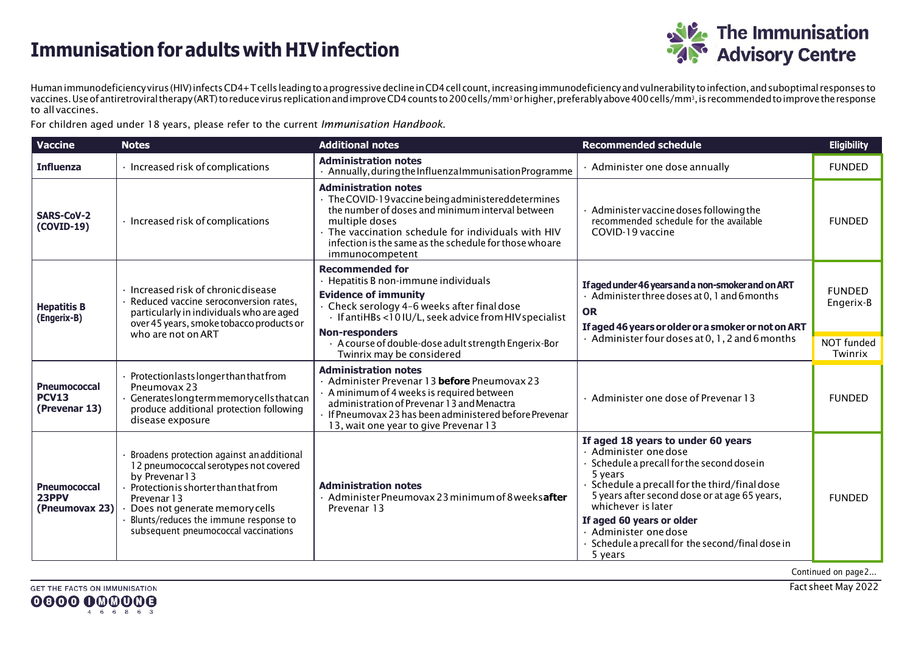# Immunisation for adults with HIV infection

The Immunisation Advisory Centre

Human immunodeficiency virus (HIV) infects CD4+ T cells leading to a progressive decline in CD4 cell count, increasing immunodeficiency and vulnerability to infection, and suboptimal responses to vaccines. Use of antiretroviral therapy (ART) to reduce virus replication and improve CD4 counts to 200 cells/mm$^3$ or higher, preferably above 400 cells/mm$^3$, is recommended to improve the response to all vaccines.

For children aged under 18 years, please refer to the current *Immunisation Handbook*.

| Vaccine | Notes | Additional notes | Recommended schedule | Eligibility |
|---|---|---|---|---|
| **Influenza** | · Increased risk of complications | **Administration notes**<br>· Annually, during the Influenza Immunisation Programme | · Administer one dose annually | FUNDED |
| **SARS-CoV-2 (COVID-19)** | · Increased risk of complications | **Administration notes**<br>· The COVID-19 vaccine being administered determines the number of doses and minimum interval between multiple doses<br>· The vaccination schedule for individuals with HIV infection is the same as the schedule for those who are immunocompetent | · Administer vaccine doses following the recommended schedule for the available COVID-19 vaccine | FUNDED |
| **Hepatitis B (Engerix-B)** | · Increased risk of chronic disease<br>· Reduced vaccine seroconversion rates, particularly in individuals who are aged over 45 years, smoke tobacco products or who are not on ART | **Recommended for**<br>· Hepatitis B non-immune individuals<br>**Evidence of immunity**<br>· Check serology 4–6 weeks after final dose<br>  · If antiHBs <10 IU/L, seek advice from HIV specialist<br>**Non-responders**<br>  · A course of double-dose adult strength Engerix-B or Twinrix may be considered | **If aged under 46 years and a non-smoker and on ART**<br>· Administer three doses at 0, 1 and 6 months<br>**OR**<br>**If aged 46 years or older or a smoker or not on ART**<br>· Administer four doses at 0, 1, 2 and 6 months | FUNDED Engerix-B<br><br>NOT funded Twinrix |
| **Pneumococcal PCV13 (Prevenar 13)** | · Protection lasts longer than that from Pneumovax 23<br>· Generates long term memory cells that can produce additional protection following disease exposure | **Administration notes**<br>· Administer Prevenar 13 **before** Pneumovax 23<br>· A minimum of 4 weeks is required between administration of Prevenar 13 and Menactra<br>· If Pneumovax 23 has been administered before Prevenar 13, wait one year to give Prevenar 13 | · Administer one dose of Prevenar 13 | FUNDED |
| **Pneumococcal 23PPV (Pneumovax 23)** | · Broadens protection against an additional 12 pneumococcal serotypes not covered by Prevenar 13<br>· Protection is shorter than that from Prevenar 13<br>· Does not generate memory cells<br>· Blunts/reduces the immune response to subsequent pneumococcal vaccinations | **Administration notes**<br>· Administer Pneumovax 23 minimum of 8 weeks **after** Prevenar 13 | **If aged 18 years to under 60 years**<br>· Administer one dose<br>· Schedule a precall for the second dose in 5 years<br>· Schedule a precall for the third/final dose 5 years after second dose or at age 65 years, whichever is later<br>**If aged 60 years or older**<br>· Administer one dose<br>· Schedule a precall for the second/final dose in 5 years | FUNDED |

Continued on page 2...

GET THE FACTS ON IMMUNISATION 0800 IMMUNE 466863

Fact sheet May 2022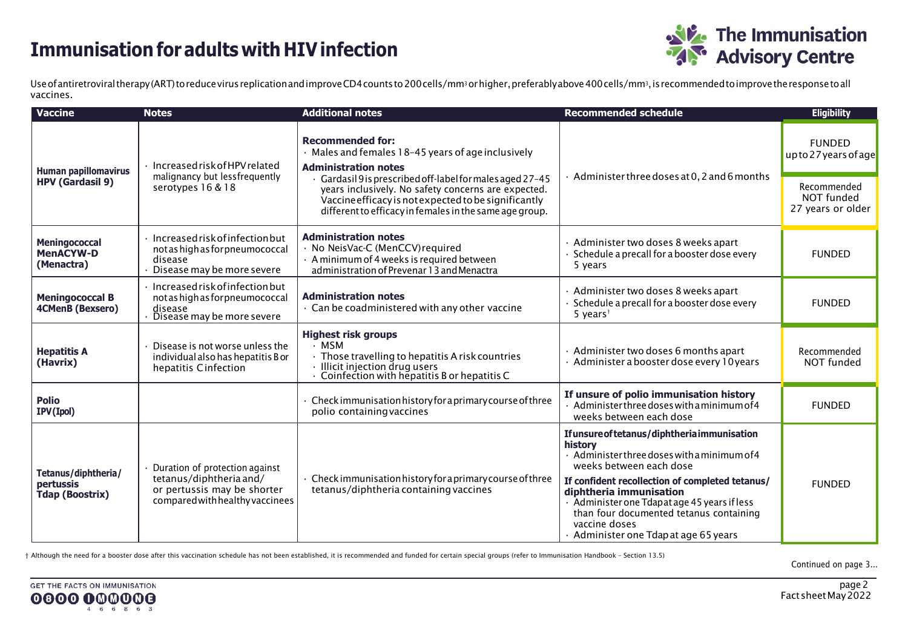# Immunisation for adults with HIV infection

Use of antiretroviral therapy (ART) to reduce virus replication and improve CD4 counts to 200 cells/mm$^3$ or higher, preferably above 400 cells/mm$^3$, is recommended to improve the response to all vaccines.

| Vaccine | Notes | Additional notes | Recommended schedule | Eligibility |
|---|---|---|---|---|
| **Human papillomavirus HPV (Gardasil 9)** | · Increased risk of HPV related malignancy but less frequently serotypes 16 & 18 | **Recommended for:**<br>· Males and females 18–45 years of age inclusively<br>**Administration notes**<br>· Gardasil 9 is prescribed off-label for males aged 27–45 years inclusively. No safety concerns are expected. Vaccine efficacy is not expected to be significantly different to efficacy in females in the same age group. | · Administer three doses at 0, 2 and 6 months | FUNDED up to 27 years of age<br><br>Recommended NOT funded 27 years or older |
| **Meningococcal MenACYW-D (Menactra)** | · Increased risk of infection but not as high as for pneumococcal disease<br>· Disease may be more severe | **Administration notes**<br>· No NeisVac-C (MenCCV) required<br>· A minimum of 4 weeks is required between administration of Prevenar 13 and Menactra | · Administer two doses 8 weeks apart<br>· Schedule a precall for a booster dose every 5 years | FUNDED |
| **Meningococcal B 4CMenB (Bexsero)** | · Increased risk of infection but not as high as for pneumococcal disease<br>· Disease may be more severe | **Administration notes**<br>· Can be coadministered with any other vaccine | · Administer two doses 8 weeks apart<br>· Schedule a precall for a booster dose every 5 years† | FUNDED |
| **Hepatitis A (Havrix)** | · Disease is not worse unless the individual also has hepatitis B or hepatitis C infection | **Highest risk groups**<br>· MSM<br>· Those travelling to hepatitis A risk countries<br>· Illicit injection drug users<br>· Coinfection with hepatitis B or hepatitis C | · Administer two doses 6 months apart<br>· Administer a booster dose every 10 years | Recommended NOT funded |
| **Polio IPV (Ipol)** | | · Check immunisation history for a primary course of three polio containing vaccines | **If unsure of polio immunisation history**<br>· Administer three doses with a minimum of 4 weeks between each dose | FUNDED |
| **Tetanus/diphtheria/ pertussis Tdap (Boostrix)** | · Duration of protection against tetanus/diphtheria and/ or pertussis may be shorter compared with healthy vaccinees | · Check immunisation history for a primary course of three tetanus/diphtheria containing vaccines | **If unsure of tetanus/diphtheria immunisation history**<br>· Administer three doses with a minimum of 4 weeks between each dose<br>**If confident recollection of completed tetanus/ diphtheria immunisation**<br>· Administer one Tdap at age 45 years if less than four documented tetanus containing vaccine doses<br>· Administer one Tdap at age 65 years | FUNDED |

† Although the need for a booster dose after this vaccination schedule has not been established, it is recommended and funded for certain special groups (refer to Immunisation Handbook – Section 13.5)

Continued on page 3...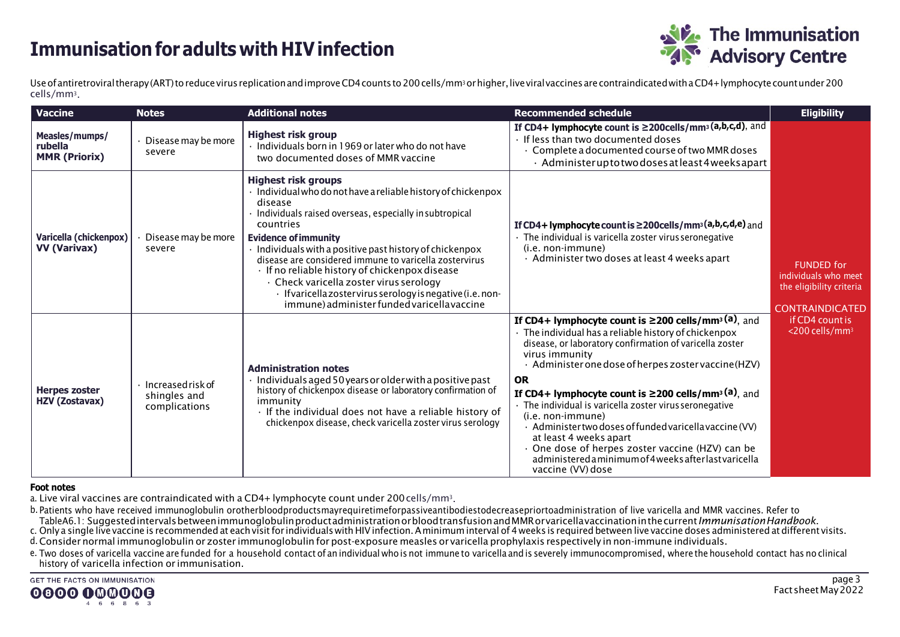# Immunisation for adults with HIV infection

The Immunisation Advisory Centre

Use of antiretroviral therapy (ART) to reduce virus replication and improve CD4 counts to 200 cells/mm³ or higher, live viral vaccines are contraindicated with a CD4+ lymphocyte count under 200 cells/mm³.

| Vaccine | Notes | Additional notes | Recommended schedule | Eligibility |
|---|---|---|---|---|
| **Measles/mumps/ rubella MMR (Priorix)** | · Disease may be more severe | **Highest risk group**<br>· Individuals born in 1969 or later who do not have two documented doses of MMR vaccine | **If CD4+ lymphocyte count is ≥200cells/mm³ (a,b,c,d)**, and<br>· If less than two documented doses<br>· Complete a documented course of two MMR doses<br>· Administer up to two doses at least 4 weeks apart | FUNDED for individuals who meet the eligibility criteria<br><br>CONTRAINDICATED if CD4 count is <200 cells/mm³ |
| **Varicella (chickenpox) VV (Varivax)** | · Disease may be more severe | **Highest risk groups**<br>· Individual who do not have a reliable history of chickenpox disease<br>· Individuals raised overseas, especially in subtropical countries<br>**Evidence of immunity**<br>· Individuals with a positive past history of chickenpox disease are considered immune to varicella zostervirus<br>· If no reliable history of chickenpox disease<br>· Check varicella zoster virus serology<br>· If varicella zoster virus serology is negative (i.e. non-immune) administer funded varicella vaccine | **If CD4+ lymphocyte count is ≥200cells/mm³ (a,b,c,d,e)** and<br>· The individual is varicella zoster virus seronegative (i.e. non-immune)<br>· Administer two doses at least 4 weeks apart | |
| **Herpes zoster HZV (Zostavax)** | · Increased risk of shingles and complications | **Administration notes**<br>· Individuals aged 50 years or older with a positive past history of chickenpox disease or laboratory confirmation of immunity<br>· If the individual does not have a reliable history of chickenpox disease, check varicella zoster virus serology | **If CD4+ lymphocyte count is ≥200 cells/mm³ (a)**, and<br>· The individual has a reliable history of chickenpox disease, or laboratory confirmation of varicella zoster virus immunity<br>· Administer one dose of herpes zoster vaccine (HZV)<br>**OR**<br>**If CD4+ lymphocyte count is ≥200 cells/mm³ (a)**, and<br>· The individual is varicella zoster virus seronegative (i.e. non-immune)<br>· Administer two doses of funded varicella vaccine (VV) at least 4 weeks apart<br>· One dose of herpes zoster vaccine (HZV) can be administered a minimum of 4 weeks after last varicella vaccine (VV) dose | |

**Foot notes**

a. Live viral vaccines are contraindicated with a CD4+ lymphocyte count under 200 cells/mm³.

b. Patients who have received immunoglobulin or other blood products may require time for passive antibodies to decrease prior to administration of live varicella and MMR vaccines. Refer to Table A6.1: Suggested intervals between immunoglobulin product administration or blood transfusion and MMR or varicella vaccination in the current *Immunisation Handbook*.

c. Only a single live vaccine is recommended at each visit for individuals with HIV infection. A minimum interval of 4 weeks is required between live vaccine doses administered at different visits.

d. Consider normal immunoglobulin or zoster immunoglobulin for post-exposure measles or varicella prophylaxis respectively in non-immune individuals.

e. Two doses of varicella vaccine are funded for a household contact of an individual who is not immune to varicella and is severely immunocompromised, where the household contact has no clinical history of varicella infection or immunisation.

GET THE FACTS ON IMMUNISATION 0800 IMMUNE 466 863

Fact sheet May 2022